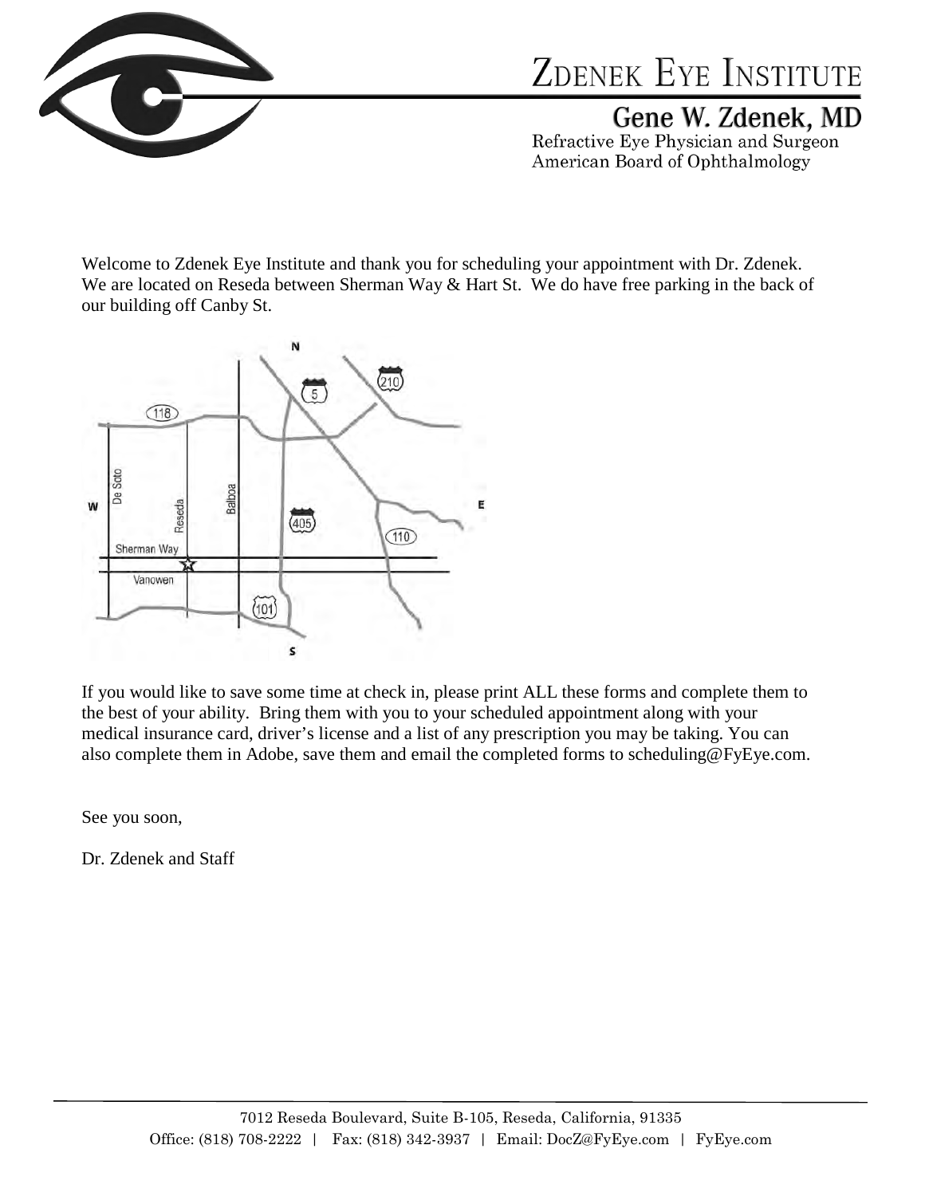# Zdenek Eye Institute

## Gene W. Zdenek, MD

Refractive Eye Physician and Surgeon
American Board of Ophthalmology

Welcome to Zdenek Eye Institute and thank you for scheduling your appointment with Dr. Zdenek. We are located on Reseda between Sherman Way & Hart St. We do have free parking in the back of our building off Canby St.

If you would like to save some time at check in, please print ALL these forms and complete them to the best of your ability. Bring them with you to your scheduled appointment along with your medical insurance card, driver's license and a list of any prescription you may be taking. You can also complete them in Adobe, save them and email the completed forms to scheduling@FyEye.com.

See you soon,

Dr. Zdenek and Staff

7012 Reseda Boulevard, Suite B-105, Reseda, California, 91335
Office: (818) 708-2222 | Fax: (818) 342-3937 | Email: DocZ@FyEye.com | FyEye.com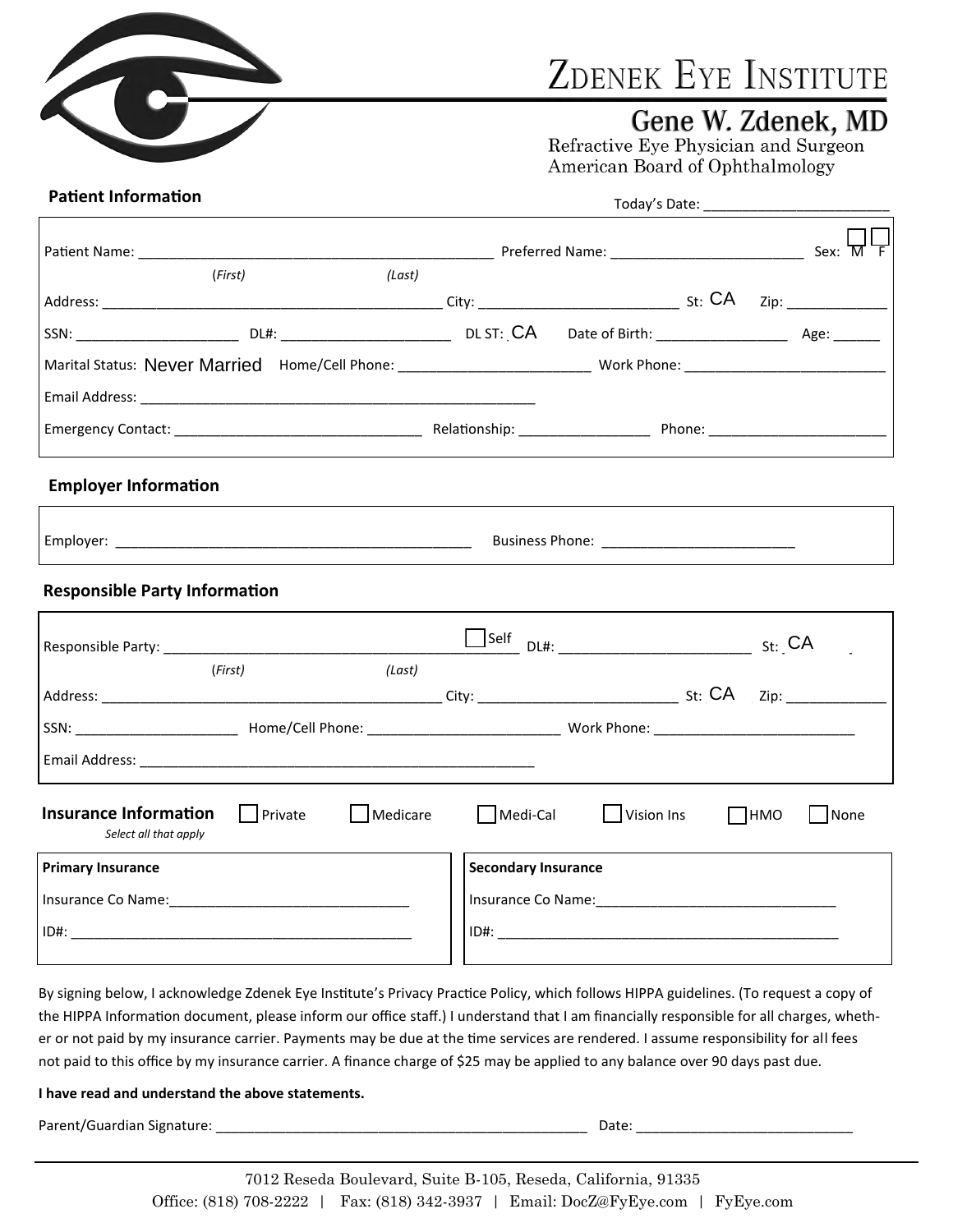# Zdenek Eye Institute

## Gene W. Zdenek, MD

Refractive Eye Physician and Surgeon
American Board of Ophthalmology

### Patient Information

Today's Date: ________________________

Patient Name: ______________________________________________ Preferred Name: __________________________ Sex: ☐ M ☐ F

(*First*) (*Last*)

Address: ____________________________________________ City: __________________________ St: CA Zip: _____________

SSN: _____________________ DL#: ______________________ DL ST: CA Date of Birth: _________________ Age: ______

Marital Status: Never Married Home/Cell Phone: ________________________ Work Phone: __________________________

Email Address: ____________________________________________________

Emergency Contact: ________________________________ Relationship: _________________ Phone: ________________________

### Employer Information

Employer: _______________________________________________ Business Phone: __________________________

### Responsible Party Information

Responsible Party: _____________________________________________ ☐ Self DL#: ________________________ St: CA

(*First*) (*Last*)

Address: ____________________________________________ City: __________________________ St: CA Zip: _____________

SSN: _____________________ Home/Cell Phone: _________________________ Work Phone: __________________________

Email Address: ____________________________________________________

### Insurance Information

*Select all that apply*

☐ Private ☐ Medicare ☐ Medi-Cal ☐ Vision Ins ☐ HMO ☐ None

**Primary Insurance**

Insurance Co Name: _______________________________

ID#: ____________________________________________

**Secondary Insurance**

Insurance Co Name: _______________________________

ID#: ____________________________________________

By signing below, I acknowledge Zdenek Eye Institute's Privacy Practice Policy, which follows HIPPA guidelines. (To request a copy of the HIPPA Information document, please inform our office staff.) I understand that I am financially responsible for all charges, whether or not paid by my insurance carrier. Payments may be due at the time services are rendered. I assume responsibility for all fees not paid to this office by my insurance carrier. A finance charge of $25 may be applied to any balance over 90 days past due.

**I have read and understand the above statements.**

Parent/Guardian Signature: _________________________________________________ Date: ____________________________

7012 Reseda Boulevard, Suite B-105, Reseda, California, 91335
Office: (818) 708-2222 | Fax: (818) 342-3937 | Email: DocZ@FyEye.com | FyEye.com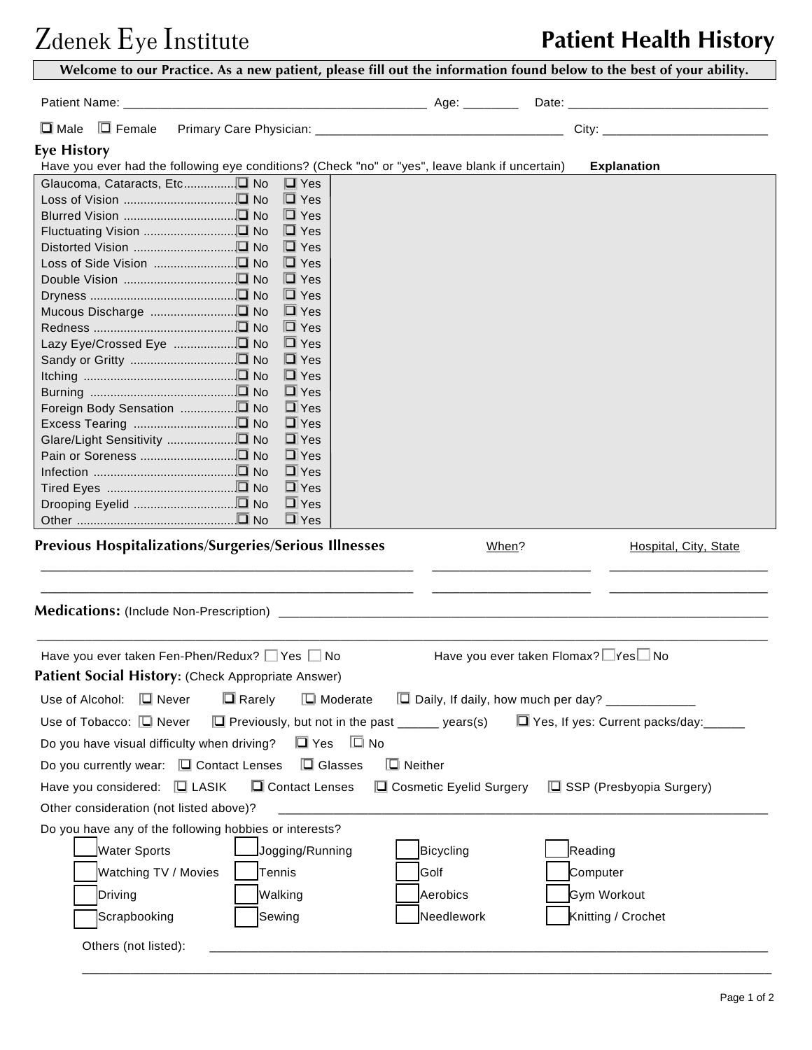# Zdenek Eye Institute

## Patient Health History

**Welcome to our Practice. As a new patient, please fill out the information found below to the best of your ability.**

Patient Name: ___________________________________________ Age: ________ Date: ____________________________

☐ Male ☐ Female Primary Care Physician: ___________________________________ City: _______________________

### Eye History

Have you ever had the following eye conditions? (Check "no" or "yes", leave blank if uncertain) **Explanation**

| Condition | No | Yes | Explanation |
|---|---|---|---|
| Glaucoma, Cataracts, Etc | ☐ No | ☐ Yes | |
| Loss of Vision | ☐ No | ☐ Yes | |
| Blurred Vision | ☐ No | ☐ Yes | |
| Fluctuating Vision | ☐ No | ☐ Yes | |
| Distorted Vision | ☐ No | ☐ Yes | |
| Loss of Side Vision | ☐ No | ☐ Yes | |
| Double Vision | ☐ No | ☐ Yes | |
| Dryness | ☐ No | ☐ Yes | |
| Mucous Discharge | ☐ No | ☐ Yes | |
| Redness | ☐ No | ☐ Yes | |
| Lazy Eye/Crossed Eye | ☐ No | ☐ Yes | |
| Sandy or Gritty | ☐ No | ☐ Yes | |
| Itching | ☐ No | ☐ Yes | |
| Burning | ☐ No | ☐ Yes | |
| Foreign Body Sensation | ☐ No | ☐ Yes | |
| Excess Tearing | ☐ No | ☐ Yes | |
| Glare/Light Sensitivity | ☐ No | ☐ Yes | |
| Pain or Soreness | ☐ No | ☐ Yes | |
| Infection | ☐ No | ☐ Yes | |
| Tired Eyes | ☐ No | ☐ Yes | |
| Drooping Eyelid | ☐ No | ☐ Yes | |
| Other | ☐ No | ☐ Yes | |

### Previous Hospitalizations/Surgeries/Serious Illnesses

| | When? | Hospital, City, State |
|---|---|---|
| ______________________________ | ______________ | ______________ |
| ______________________________ | ______________ | ______________ |

**Medications:** (Include Non-Prescription) ___________________________________________________________________

_______________________________________________________________________________________________

Have you ever taken Fen-Phen/Redux? ☐ Yes ☐ No Have you ever taken Flomax? ☐ Yes ☐ No

### Patient Social History: (Check Appropriate Answer)

Use of Alcohol: ☐ Never ☐ Rarely ☐ Moderate ☐ Daily, If daily, how much per day? _____________

Use of Tobacco: ☐ Never ☐ Previously, but not in the past ______ years(s) ☐ Yes, If yes: Current packs/day:______

Do you have visual difficulty when driving? ☐ Yes ☐ No

Do you currently wear: ☐ Contact Lenses ☐ Glasses ☐ Neither

Have you considered: ☐ LASIK ☐ Contact Lenses ☐ Cosmetic Eyelid Surgery ☐ SSP (Presbyopia Surgery)

Other consideration (not listed above)? ________________________________________________________________

Do you have any of the following hobbies or interests?

| | | | |
|---|---|---|---|
| ☐ Water Sports | ☐ Jogging/Running | ☐ Bicycling | ☐ Reading |
| ☐ Watching TV / Movies | ☐ Tennis | ☐ Golf | ☐ Computer |
| ☐ Driving | ☐ Walking | ☐ Aerobics | ☐ Gym Workout |
| ☐ Scrapbooking | ☐ Sewing | ☐ Needlework | ☐ Knitting / Crochet |

Others (not listed): ___________________________________________________________________________

_______________________________________________________________________________________________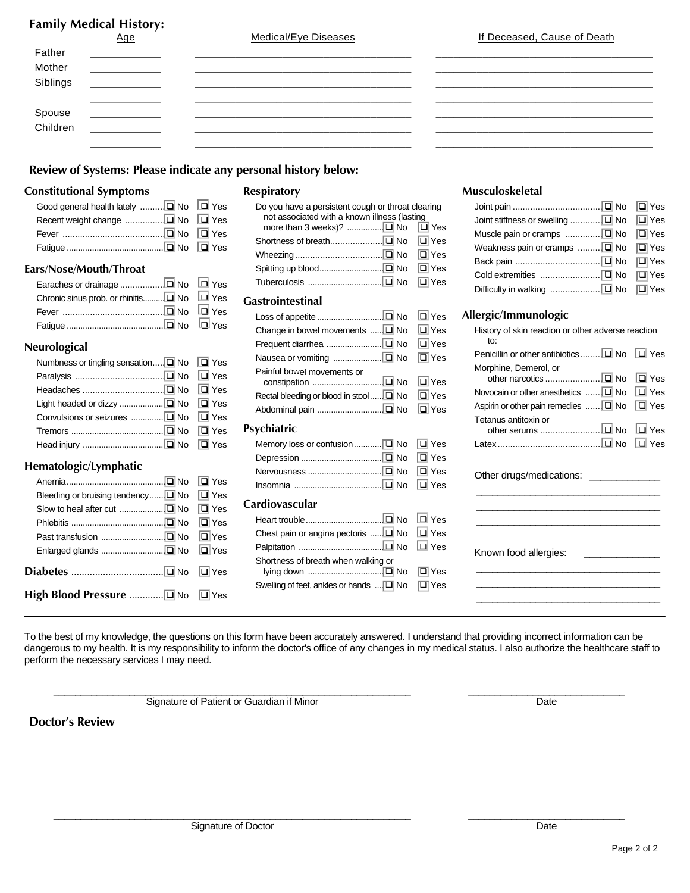## Family Medical History:

| | Age | Medical/Eye Diseases | If Deceased, Cause of Death |
|---|---|---|---|
| Father | ___________ | ___________________________________ | ___________________________________ |
| Mother | ___________ | ___________________________________ | ___________________________________ |
| Siblings | ___________ | ___________________________________ | ___________________________________ |
| | ___________ | ___________________________________ | ___________________________________ |
| Spouse | ___________ | ___________________________________ | ___________________________________ |
| Children | ___________ | ___________________________________ | ___________________________________ |
| | ___________ | ___________________________________ | ___________________________________ |

## Review of Systems: Please indicate any personal history below:

### Constitutional Symptoms

- Good general health lately ........ ❑ No ❑ Yes
- Recent weight change ............... ❑ No ❑ Yes
- Fever ........................................ ❑ No ❑ Yes
- Fatigue ...................................... ❑ No ❑ Yes

### Ears/Nose/Mouth/Throat

- Earaches or drainage ................ ❑ No ❑ Yes
- Chronic sinus prob. or rhinitis......... ❑ No ❑ Yes
- Fever ........................................ ❑ No ❑ Yes
- Fatigue ...................................... ❑ No ❑ Yes

### Neurological

- Numbness or tingling sensation.... ❑ No ❑ Yes
- Paralysis .................................. ❑ No ❑ Yes
- Headaches ................................ ❑ No ❑ Yes
- Light headed or dizzy .................. ❑ No ❑ Yes
- Convulsions or seizures ............. ❑ No ❑ Yes
- Tremors ...................................... ❑ No ❑ Yes
- Head injury ................................. ❑ No ❑ Yes

### Hematologic/Lymphatic

- Anemia......................................... ❑ No ❑ Yes
- Bleeding or bruising tendency...... ❑ No ❑ Yes
- Slow to heal after cut .................. ❑ No ❑ Yes
- Phlebitis ...................................... ❑ No ❑ Yes
- Past transfusion .......................... ❑ No ❑ Yes
- Enlarged glands .......................... ❑ No ❑ Yes

### Diabetes .................................. ❑ No ❑ Yes

### High Blood Pressure ............ ❑ No ❑ Yes

### Respiratory

- Do you have a persistent cough or throat clearing not associated with a known illness (lasting more than 3 weeks)? .............. ❑ No ❑ Yes
- Shortness of breath.................... ❑ No ❑ Yes
- Wheezing .................................. ❑ No ❑ Yes
- Spitting up blood......................... ❑ No ❑ Yes
- Tuberculosis ............................. ❑ No ❑ Yes

### Gastrointestinal

- Loss of appetite .......................... ❑ No ❑ Yes
- Change in bowel movements ..... ❑ No ❑ Yes
- Frequent diarrhea ...................... ❑ No ❑ Yes
- Nausea or vomiting .................... ❑ No ❑ Yes
- Painful bowel movements or constipation ............................ ❑ No ❑ Yes
- Rectal bleeding or blood in stool...... ❑ No ❑ Yes
- Abdominal pain .......................... ❑ No ❑ Yes

### Psychiatric

- Memory loss or confusion........... ❑ No ❑ Yes
- Depression ................................. ❑ No ❑ Yes
- Nervousness .............................. ❑ No ❑ Yes
- Insomnia .................................... ❑ No ❑ Yes

### Cardiovascular

- Heart trouble................................ ❑ No ❑ Yes
- Chest pain or angina pectoris ..... ❑ No ❑ Yes
- Palpitation .................................. ❑ No ❑ Yes
- Shortness of breath when walking or lying down ............................... ❑ No ❑ Yes
- Swelling of feet, ankles or hands ... ❑ No ❑ Yes

### Musculoskeletal

- Joint pain .................................. ❑ No ❑ Yes
- Joint stiffness or swelling ........... ❑ No ❑ Yes
- Muscle pain or cramps ............. ❑ No ❑ Yes
- Weakness pain or cramps ......... ❑ No ❑ Yes
- Back pain ................................. ❑ No ❑ Yes
- Cold extremities ....................... ❑ No ❑ Yes
- Difficulty in walking ................... ❑ No ❑ Yes

### Allergic/Immunologic

History of skin reaction or other adverse reaction to:

- Penicillin or other antibiotics........ ❑ No ❑ Yes
- Morphine, Demerol, or other narcotics ..................... ❑ No ❑ Yes
- Novocain or other anesthetics ...... ❑ No ❑ Yes
- Aspirin or other pain remedies ...... ❑ No ❑ Yes
- Tetanus antitoxin or other serums ........................ ❑ No ❑ Yes
- Latex ......................................... ❑ No ❑ Yes

Other drugs/medications: ____________

___________________________________

___________________________________

___________________________________

Known food allergies: _____________

___________________________________

___________________________________

___________________________________

---

To the best of my knowledge, the questions on this form have been accurately answered. I understand that providing incorrect information can be dangerous to my health. It is my responsibility to inform the doctor's office of any changes in my medical status. I also authorize the healthcare staff to perform the necessary services I may need.

_______________________________________________ Signature of Patient or Guardian if Minor

_________________________ Date

## Doctor's Review

_______________________________________________ Signature of Doctor

_________________________ Date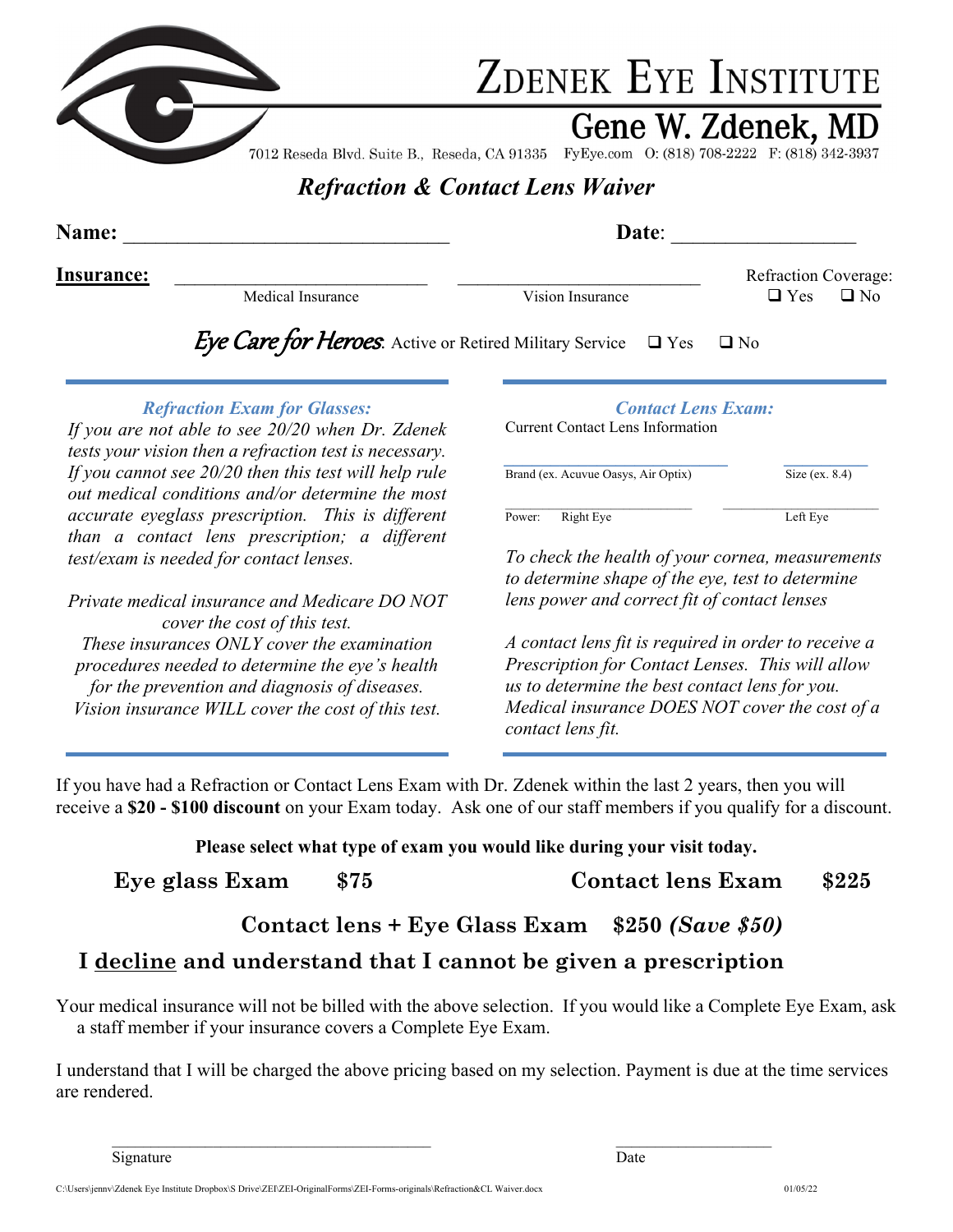# ZDENEK EYE INSTITUTE

## Gene W. Zdenek, MD

7012 Reseda Blvd. Suite B., Reseda, CA 91335 FyEye.com O: (818) 708-2222 F: (818) 342-3937

## *Refraction & Contact Lens Waiver*

**Name:** ________________________________ **Date**: __________________

**Insurance:** ___________________________ ___________________________ Refraction Coverage:
Medical Insurance Vision Insurance ❑ Yes ❑ No

*Eye Care for Heroes*: Active or Retired Military Service ❑ Yes ❑ No

### *Refraction Exam for Glasses:*

*If you are not able to see 20/20 when Dr. Zdenek tests your vision then a refraction test is necessary. If you cannot see 20/20 then this test will help rule out medical conditions and/or determine the most accurate eyeglass prescription. This is different than a contact lens prescription; a different test/exam is needed for contact lenses.*

*Private medical insurance and Medicare DO NOT cover the cost of this test.*
*These insurances ONLY cover the examination procedures needed to determine the eye's health for the prevention and diagnosis of diseases.*
*Vision insurance WILL cover the cost of this test.*

### *Contact Lens Exam:*

Current Contact Lens Information

______________________________ ___________
Brand (ex. Acuvue Oasys, Air Optix) Size (ex. 8.4)

______________________________ ___________
Power: Right Eye Left Eye

*To check the health of your cornea, measurements to determine shape of the eye, test to determine lens power and correct fit of contact lenses*

*A contact lens fit is required in order to receive a Prescription for Contact Lenses. This will allow us to determine the best contact lens for you. Medical insurance DOES NOT cover the cost of a contact lens fit.*

If you have had a Refraction or Contact Lens Exam with Dr. Zdenek within the last 2 years, then you will receive a **$20 - $100 discount** on your Exam today. Ask one of our staff members if you qualify for a discount.

**Please select what type of exam you would like during your visit today.**

**Eye glass Exam $75** **Contact lens Exam $225**

**Contact lens + Eye Glass Exam $250 *(Save $50)***

**I <u>decline</u> and understand that I cannot be given a prescription**

Your medical insurance will not be billed with the above selection. If you would like a Complete Eye Exam, ask a staff member if your insurance covers a Complete Eye Exam.

I understand that I will be charged the above pricing based on my selection. Payment is due at the time services are rendered.

________________________________________ ____________________
Signature Date

C:\Users\jennv\Zdenek Eye Institute Dropbox\S Drive\ZEI\ZEI-OriginalForms\ZEI-Forms-originals\Refraction&CL Waiver.docx 01/05/22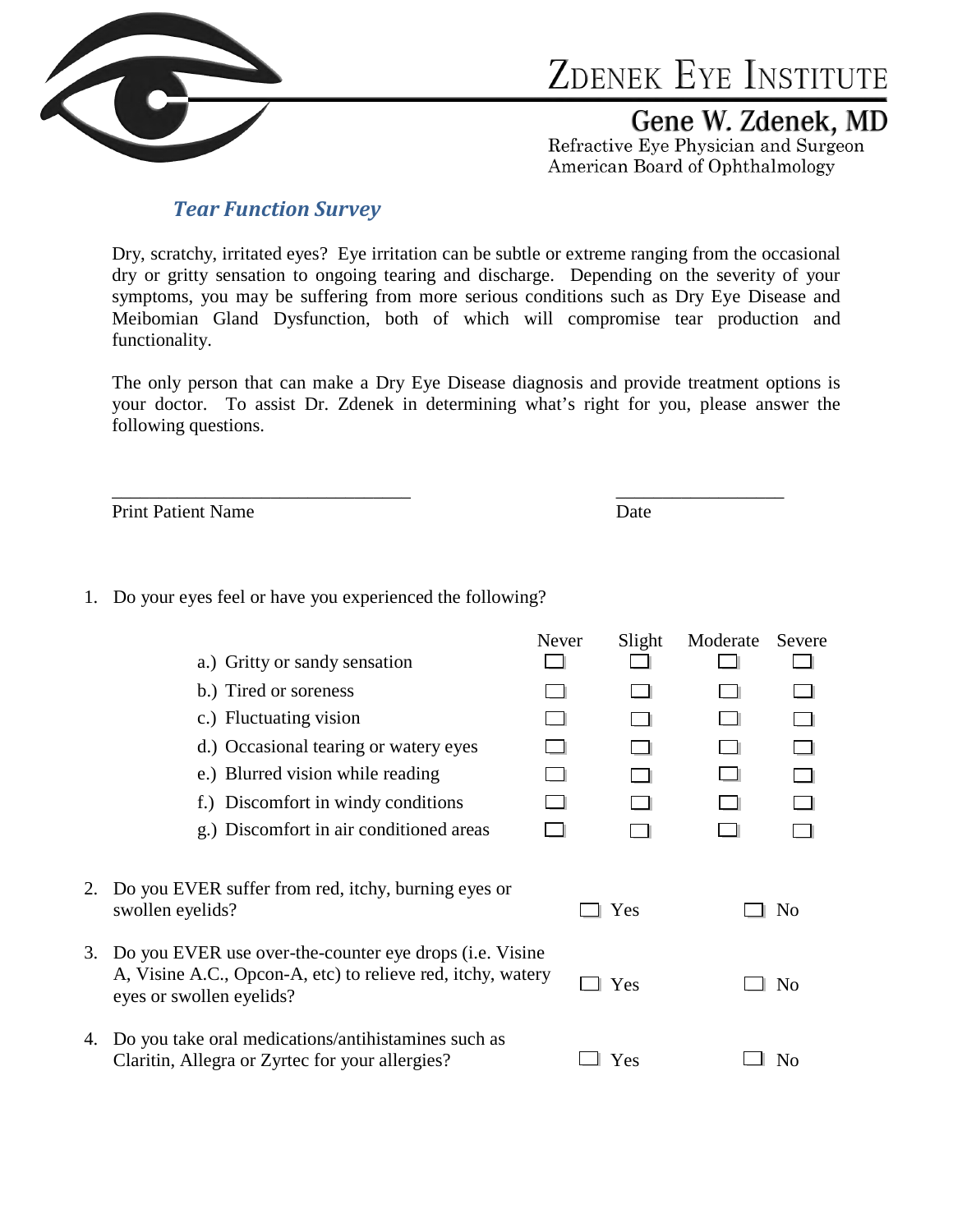# Zdenek Eye Institute

## Gene W. Zdenek, MD

Refractive Eye Physician and Surgeon
American Board of Ophthalmology

### *Tear Function Survey*

Dry, scratchy, irritated eyes? Eye irritation can be subtle or extreme ranging from the occasional dry or gritty sensation to ongoing tearing and discharge. Depending on the severity of your symptoms, you may be suffering from more serious conditions such as Dry Eye Disease and Meibomian Gland Dysfunction, both of which will compromise tear production and functionality.

The only person that can make a Dry Eye Disease diagnosis and provide treatment options is your doctor. To assist Dr. Zdenek in determining what's right for you, please answer the following questions.

_______________________________ Print Patient Name

_________________ Date

1. Do your eyes feel or have you experienced the following?

| | Never | Slight | Moderate | Severe |
|---|---|---|---|---|
| a.) Gritty or sandy sensation | ☐ | ☐ | ☐ | ☐ |
| b.) Tired or soreness | ☐ | ☐ | ☐ | ☐ |
| c.) Fluctuating vision | ☐ | ☐ | ☐ | ☐ |
| d.) Occasional tearing or watery eyes | ☐ | ☐ | ☐ | ☐ |
| e.) Blurred vision while reading | ☐ | ☐ | ☐ | ☐ |
| f.) Discomfort in windy conditions | ☐ | ☐ | ☐ | ☐ |
| g.) Discomfort in air conditioned areas | ☐ | ☐ | ☐ | ☐ |

2. Do you EVER suffer from red, itchy, burning eyes or swollen eyelids? ☐ Yes ☐ No

3. Do you EVER use over-the-counter eye drops (i.e. Visine A, Visine A.C., Opcon-A, etc) to relieve red, itchy, watery eyes or swollen eyelids? ☐ Yes ☐ No

4. Do you take oral medications/antihistamines such as Claritin, Allegra or Zyrtec for your allergies? ☐ Yes ☐ No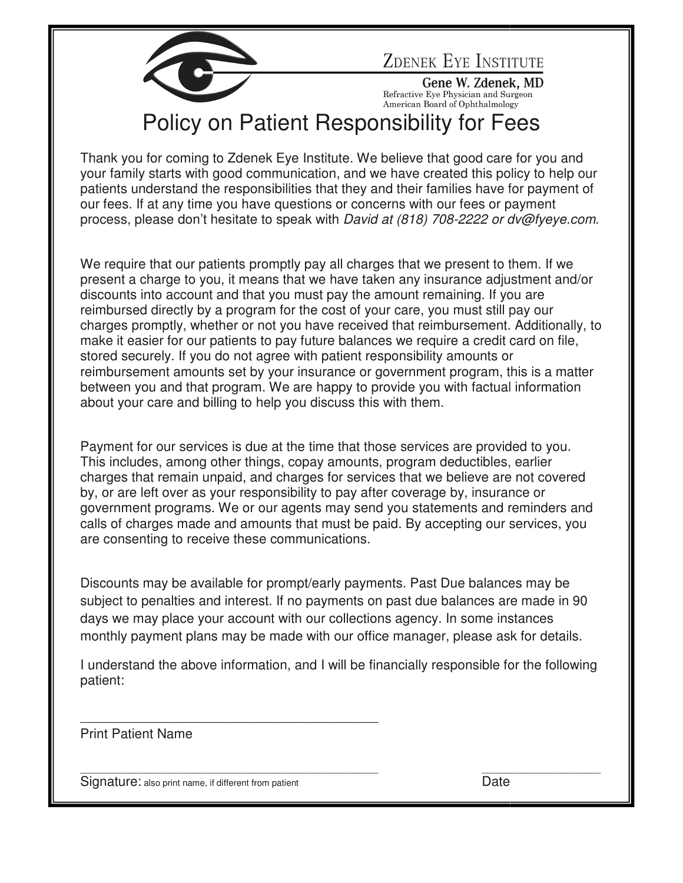ZDENEK EYE INSTITUTE

**Gene W. Zdenek, MD**
Refractive Eye Physician and Surgeon
American Board of Ophthalmology

# Policy on Patient Responsibility for Fees

Thank you for coming to Zdenek Eye Institute. We believe that good care for you and your family starts with good communication, and we have created this policy to help our patients understand the responsibilities that they and their families have for payment of our fees. If at any time you have questions or concerns with our fees or payment process, please don't hesitate to speak with *David at (818) 708-2222 or dv@fyeye.com.*

We require that our patients promptly pay all charges that we present to them. If we present a charge to you, it means that we have taken any insurance adjustment and/or discounts into account and that you must pay the amount remaining. If you are reimbursed directly by a program for the cost of your care, you must still pay our charges promptly, whether or not you have received that reimbursement. Additionally, to make it easier for our patients to pay future balances we require a credit card on file, stored securely. If you do not agree with patient responsibility amounts or reimbursement amounts set by your insurance or government program, this is a matter between you and that program. We are happy to provide you with factual information about your care and billing to help you discuss this with them.

Payment for our services is due at the time that those services are provided to you. This includes, among other things, copay amounts, program deductibles, earlier charges that remain unpaid, and charges for services that we believe are not covered by, or are left over as your responsibility to pay after coverage by, insurance or government programs. We or our agents may send you statements and reminders and calls of charges made and amounts that must be paid. By accepting our services, you are consenting to receive these communications.

Discounts may be available for prompt/early payments. Past Due balances may be subject to penalties and interest. If no payments on past due balances are made in 90 days we may place your account with our collections agency. In some instances monthly payment plans may be made with our office manager, please ask for details.

I understand the above information, and I will be financially responsible for the following patient:

______________________________________________
Print Patient Name

______________________________________________ ____________________
Signature: also print name, if different from patient Date